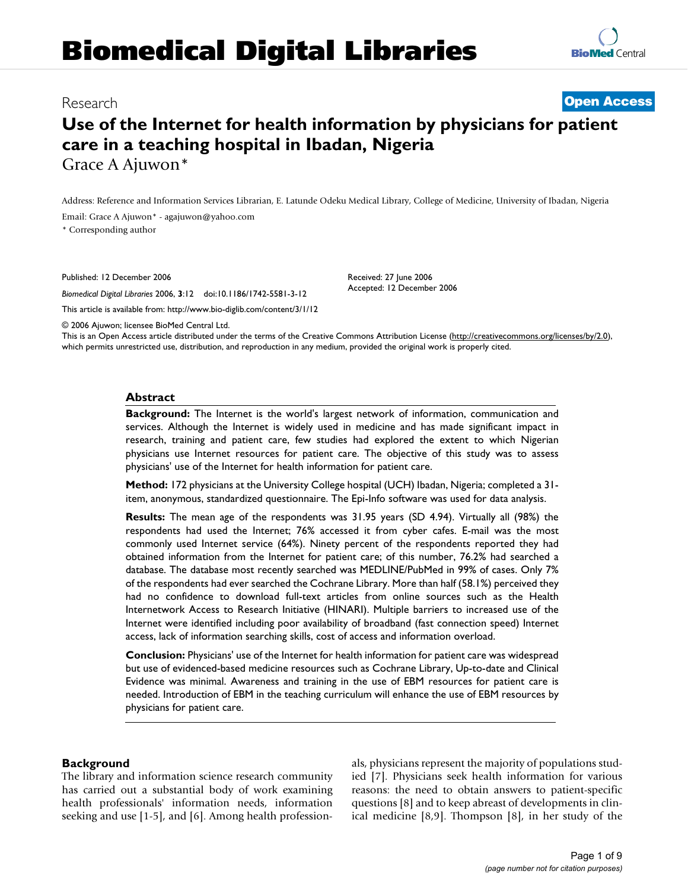# Biomedical Digital Libraries

Research **Open Access**

# Use of the Internet for health information by physicians for patient care in a teaching hospital in Ibadan, Nigeria

Grace A Ajuwon*

Address: Reference and Information Services Librarian, E. Latunde Odeku Medical Library, College of Medicine, University of Ibadan, Nigeria

Email: Grace A Ajuwon* - agajuwon@yahoo.com

* Corresponding author

Published: 12 December 2006

*Biomedical Digital Libraries* 2006, **3**:12 doi:10.1186/1742-5581-3-12

This article is available from: http://www.bio-diglib.com/content/3/1/12

Received: 27 June 2006
Accepted: 12 December 2006

© 2006 Ajuwon; licensee BioMed Central Ltd.
This is an Open Access article distributed under the terms of the Creative Commons Attribution License (http://creativecommons.org/licenses/by/2.0), which permits unrestricted use, distribution, and reproduction in any medium, provided the original work is properly cited.

## Abstract

**Background:** The Internet is the world's largest network of information, communication and services. Although the Internet is widely used in medicine and has made significant impact in research, training and patient care, few studies had explored the extent to which Nigerian physicians use Internet resources for patient care. The objective of this study was to assess physicians' use of the Internet for health information for patient care.

**Method:** 172 physicians at the University College hospital (UCH) Ibadan, Nigeria; completed a 31-item, anonymous, standardized questionnaire. The Epi-Info software was used for data analysis.

**Results:** The mean age of the respondents was 31.95 years (SD 4.94). Virtually all (98%) the respondents had used the Internet; 76% accessed it from cyber cafes. E-mail was the most commonly used Internet service (64%). Ninety percent of the respondents reported they had obtained information from the Internet for patient care; of this number, 76.2% had searched a database. The database most recently searched was MEDLINE/PubMed in 99% of cases. Only 7% of the respondents had ever searched the Cochrane Library. More than half (58.1%) perceived they had no confidence to download full-text articles from online sources such as the Health Internetwork Access to Research Initiative (HINARI). Multiple barriers to increased use of the Internet were identified including poor availability of broadband (fast connection speed) Internet access, lack of information searching skills, cost of access and information overload.

**Conclusion:** Physicians' use of the Internet for health information for patient care was widespread but use of evidenced-based medicine resources such as Cochrane Library, Up-to-date and Clinical Evidence was minimal. Awareness and training in the use of EBM resources for patient care is needed. Introduction of EBM in the teaching curriculum will enhance the use of EBM resources by physicians for patient care.

## Background

The library and information science research community has carried out a substantial body of work examining health professionals' information needs, information seeking and use [1-5], and [6]. Among health professionals, physicians represent the majority of populations studied [7]. Physicians seek health information for various reasons: the need to obtain answers to patient-specific questions [8] and to keep abreast of developments in clinical medicine [8,9]. Thompson [8], in her study of the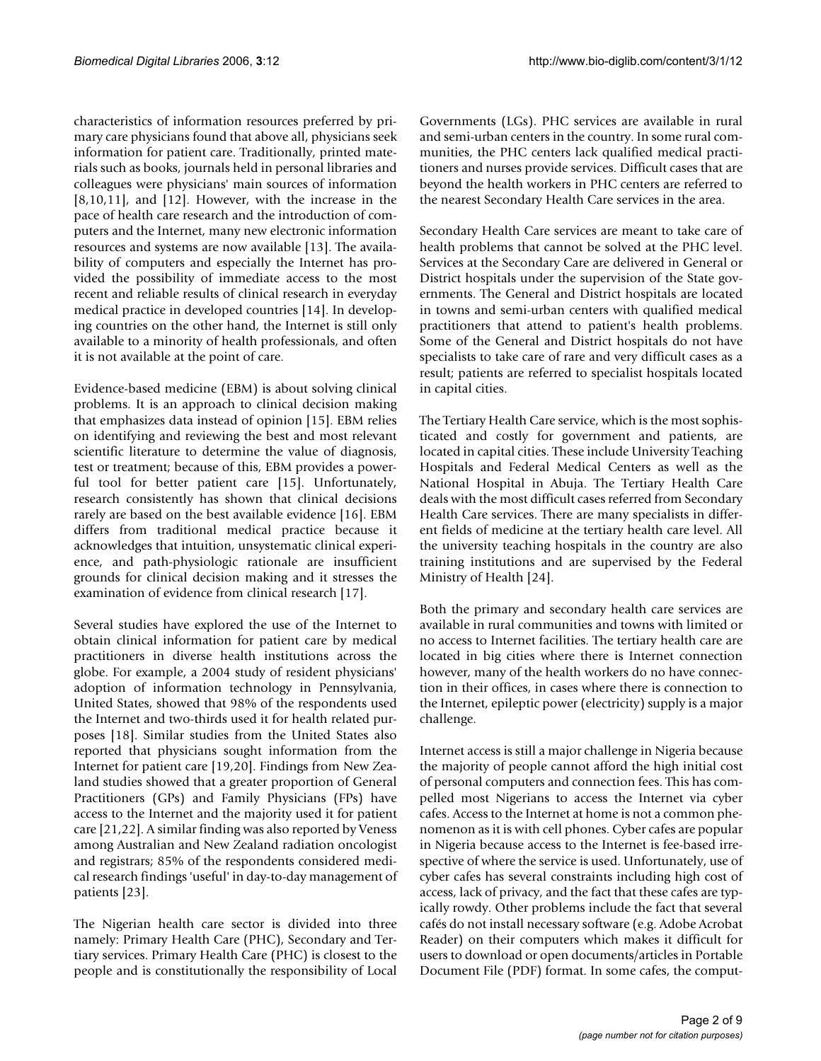characteristics of information resources preferred by primary care physicians found that above all, physicians seek information for patient care. Traditionally, printed materials such as books, journals held in personal libraries and colleagues were physicians' main sources of information [8,10,11], and [12]. However, with the increase in the pace of health care research and the introduction of computers and the Internet, many new electronic information resources and systems are now available [13]. The availability of computers and especially the Internet has provided the possibility of immediate access to the most recent and reliable results of clinical research in everyday medical practice in developed countries [14]. In developing countries on the other hand, the Internet is still only available to a minority of health professionals, and often it is not available at the point of care.

Evidence-based medicine (EBM) is about solving clinical problems. It is an approach to clinical decision making that emphasizes data instead of opinion [15]. EBM relies on identifying and reviewing the best and most relevant scientific literature to determine the value of diagnosis, test or treatment; because of this, EBM provides a powerful tool for better patient care [15]. Unfortunately, research consistently has shown that clinical decisions rarely are based on the best available evidence [16]. EBM differs from traditional medical practice because it acknowledges that intuition, unsystematic clinical experience, and path-physiologic rationale are insufficient grounds for clinical decision making and it stresses the examination of evidence from clinical research [17].

Several studies have explored the use of the Internet to obtain clinical information for patient care by medical practitioners in diverse health institutions across the globe. For example, a 2004 study of resident physicians' adoption of information technology in Pennsylvania, United States, showed that 98% of the respondents used the Internet and two-thirds used it for health related purposes [18]. Similar studies from the United States also reported that physicians sought information from the Internet for patient care [19,20]. Findings from New Zealand studies showed that a greater proportion of General Practitioners (GPs) and Family Physicians (FPs) have access to the Internet and the majority used it for patient care [21,22]. A similar finding was also reported by Veness among Australian and New Zealand radiation oncologist and registrars; 85% of the respondents considered medical research findings 'useful' in day-to-day management of patients [23].

The Nigerian health care sector is divided into three namely: Primary Health Care (PHC), Secondary and Tertiary services. Primary Health Care (PHC) is closest to the people and is constitutionally the responsibility of Local Governments (LGs). PHC services are available in rural and semi-urban centers in the country. In some rural communities, the PHC centers lack qualified medical practitioners and nurses provide services. Difficult cases that are beyond the health workers in PHC centers are referred to the nearest Secondary Health Care services in the area.

Secondary Health Care services are meant to take care of health problems that cannot be solved at the PHC level. Services at the Secondary Care are delivered in General or District hospitals under the supervision of the State governments. The General and District hospitals are located in towns and semi-urban centers with qualified medical practitioners that attend to patient's health problems. Some of the General and District hospitals do not have specialists to take care of rare and very difficult cases as a result; patients are referred to specialist hospitals located in capital cities.

The Tertiary Health Care service, which is the most sophisticated and costly for government and patients, are located in capital cities. These include University Teaching Hospitals and Federal Medical Centers as well as the National Hospital in Abuja. The Tertiary Health Care deals with the most difficult cases referred from Secondary Health Care services. There are many specialists in different fields of medicine at the tertiary health care level. All the university teaching hospitals in the country are also training institutions and are supervised by the Federal Ministry of Health [24].

Both the primary and secondary health care services are available in rural communities and towns with limited or no access to Internet facilities. The tertiary health care are located in big cities where there is Internet connection however, many of the health workers do no have connection in their offices, in cases where there is connection to the Internet, epileptic power (electricity) supply is a major challenge.

Internet access is still a major challenge in Nigeria because the majority of people cannot afford the high initial cost of personal computers and connection fees. This has compelled most Nigerians to access the Internet via cyber cafes. Access to the Internet at home is not a common phenomenon as it is with cell phones. Cyber cafes are popular in Nigeria because access to the Internet is fee-based irrespective of where the service is used. Unfortunately, use of cyber cafes has several constraints including high cost of access, lack of privacy, and the fact that these cafes are typically rowdy. Other problems include the fact that several cafés do not install necessary software (e.g. Adobe Acrobat Reader) on their computers which makes it difficult for users to download or open documents/articles in Portable Document File (PDF) format. In some cafes, the comput-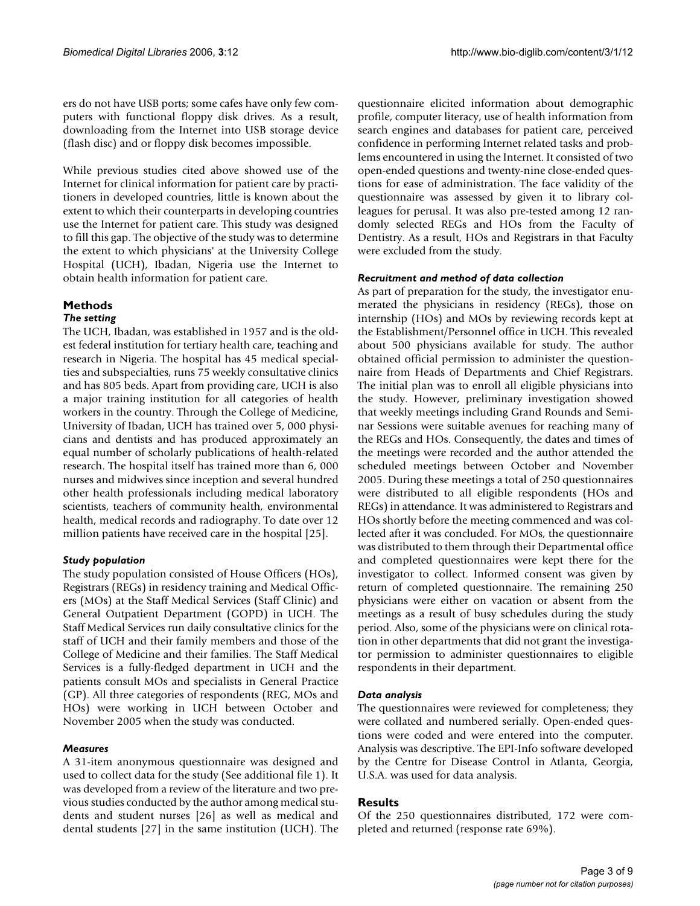ers do not have USB ports; some cafes have only few computers with functional floppy disk drives. As a result, downloading from the Internet into USB storage device (flash disc) and or floppy disk becomes impossible.

While previous studies cited above showed use of the Internet for clinical information for patient care by practitioners in developed countries, little is known about the extent to which their counterparts in developing countries use the Internet for patient care. This study was designed to fill this gap. The objective of the study was to determine the extent to which physicians' at the University College Hospital (UCH), Ibadan, Nigeria use the Internet to obtain health information for patient care.

## Methods

### *The setting*

The UCH, Ibadan, was established in 1957 and is the oldest federal institution for tertiary health care, teaching and research in Nigeria. The hospital has 45 medical specialties and subspecialties, runs 75 weekly consultative clinics and has 805 beds. Apart from providing care, UCH is also a major training institution for all categories of health workers in the country. Through the College of Medicine, University of Ibadan, UCH has trained over 5, 000 physicians and dentists and has produced approximately an equal number of scholarly publications of health-related research. The hospital itself has trained more than 6, 000 nurses and midwives since inception and several hundred other health professionals including medical laboratory scientists, teachers of community health, environmental health, medical records and radiography. To date over 12 million patients have received care in the hospital [25].

### *Study population*

The study population consisted of House Officers (HOs), Registrars (REGs) in residency training and Medical Officers (MOs) at the Staff Medical Services (Staff Clinic) and General Outpatient Department (GOPD) in UCH. The Staff Medical Services run daily consultative clinics for the staff of UCH and their family members and those of the College of Medicine and their families. The Staff Medical Services is a fully-fledged department in UCH and the patients consult MOs and specialists in General Practice (GP). All three categories of respondents (REG, MOs and HOs) were working in UCH between October and November 2005 when the study was conducted.

### *Measures*

A 31-item anonymous questionnaire was designed and used to collect data for the study (See additional file 1). It was developed from a review of the literature and two previous studies conducted by the author among medical students and student nurses [26] as well as medical and dental students [27] in the same institution (UCH). The questionnaire elicited information about demographic profile, computer literacy, use of health information from search engines and databases for patient care, perceived confidence in performing Internet related tasks and problems encountered in using the Internet. It consisted of two open-ended questions and twenty-nine close-ended questions for ease of administration. The face validity of the questionnaire was assessed by given it to library colleagues for perusal. It was also pre-tested among 12 randomly selected REGs and HOs from the Faculty of Dentistry. As a result, HOs and Registrars in that Faculty were excluded from the study.

### *Recruitment and method of data collection*

As part of preparation for the study, the investigator enumerated the physicians in residency (REGs), those on internship (HOs) and MOs by reviewing records kept at the Establishment/Personnel office in UCH. This revealed about 500 physicians available for study. The author obtained official permission to administer the questionnaire from Heads of Departments and Chief Registrars. The initial plan was to enroll all eligible physicians into the study. However, preliminary investigation showed that weekly meetings including Grand Rounds and Seminar Sessions were suitable avenues for reaching many of the REGs and HOs. Consequently, the dates and times of the meetings were recorded and the author attended the scheduled meetings between October and November 2005. During these meetings a total of 250 questionnaires were distributed to all eligible respondents (HOs and REGs) in attendance. It was administered to Registrars and HOs shortly before the meeting commenced and was collected after it was concluded. For MOs, the questionnaire was distributed to them through their Departmental office and completed questionnaires were kept there for the investigator to collect. Informed consent was given by return of completed questionnaire. The remaining 250 physicians were either on vacation or absent from the meetings as a result of busy schedules during the study period. Also, some of the physicians were on clinical rotation in other departments that did not grant the investigator permission to administer questionnaires to eligible respondents in their department.

### *Data analysis*

The questionnaires were reviewed for completeness; they were collated and numbered serially. Open-ended questions were coded and were entered into the computer. Analysis was descriptive. The EPI-Info software developed by the Centre for Disease Control in Atlanta, Georgia, U.S.A. was used for data analysis.

## Results

Of the 250 questionnaires distributed, 172 were completed and returned (response rate 69%).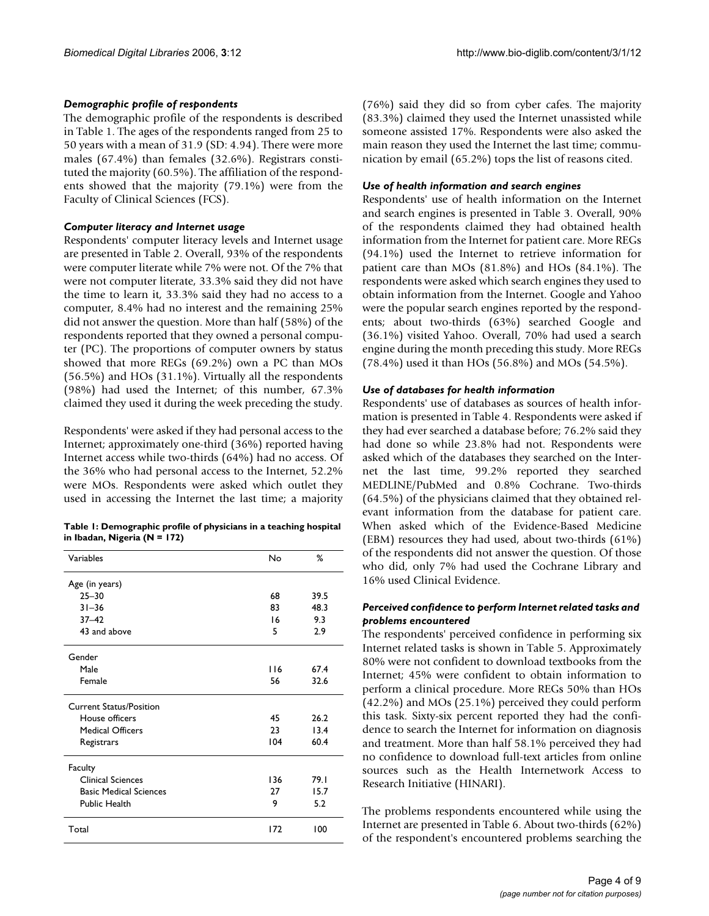### Demographic profile of respondents

The demographic profile of the respondents is described in Table 1. The ages of the respondents ranged from 25 to 50 years with a mean of 31.9 (SD: 4.94). There were more males (67.4%) than females (32.6%). Registrars constituted the majority (60.5%). The affiliation of the respondents showed that the majority (79.1%) were from the Faculty of Clinical Sciences (FCS).

### Computer literacy and Internet usage

Respondents' computer literacy levels and Internet usage are presented in Table 2. Overall, 93% of the respondents were computer literate while 7% were not. Of the 7% that were not computer literate, 33.3% said they did not have the time to learn it, 33.3% said they had no access to a computer, 8.4% had no interest and the remaining 25% did not answer the question. More than half (58%) of the respondents reported that they owned a personal computer (PC). The proportions of computer owners by status showed that more REGs (69.2%) own a PC than MOs (56.5%) and HOs (31.1%). Virtually all the respondents (98%) had used the Internet; of this number, 67.3% claimed they used it during the week preceding the study.

Respondents' were asked if they had personal access to the Internet; approximately one-third (36%) reported having Internet access while two-thirds (64%) had no access. Of the 36% who had personal access to the Internet, 52.2% were MOs. Respondents were asked which outlet they used in accessing the Internet the last time; a majority (76%) said they did so from cyber cafes. The majority (83.3%) claimed they used the Internet unassisted while someone assisted 17%. Respondents were also asked the main reason they used the Internet the last time; communication by email (65.2%) tops the list of reasons cited.

**Table 1: Demographic profile of physicians in a teaching hospital in Ibadan, Nigeria (N = 172)**

| Variables | No | % |
|---|---|---|
| Age (in years) | | |
| 25–30 | 68 | 39.5 |
| 31–36 | 83 | 48.3 |
| 37–42 | 16 | 9.3 |
| 43 and above | 5 | 2.9 |
| Gender | | |
| Male | 116 | 67.4 |
| Female | 56 | 32.6 |
| Current Status/Position | | |
| House officers | 45 | 26.2 |
| Medical Officers | 23 | 13.4 |
| Registrars | 104 | 60.4 |
| Faculty | | |
| Clinical Sciences | 136 | 79.1 |
| Basic Medical Sciences | 27 | 15.7 |
| Public Health | 9 | 5.2 |
| Total | 172 | 100 |

### Use of health information and search engines

Respondents' use of health information on the Internet and search engines is presented in Table 3. Overall, 90% of the respondents claimed they had obtained health information from the Internet for patient care. More REGs (94.1%) used the Internet to retrieve information for patient care than MOs (81.8%) and HOs (84.1%). The respondents were asked which search engines they used to obtain information from the Internet. Google and Yahoo were the popular search engines reported by the respondents; about two-thirds (63%) searched Google and (36.1%) visited Yahoo. Overall, 70% had used a search engine during the month preceding this study. More REGs (78.4%) used it than HOs (56.8%) and MOs (54.5%).

### Use of databases for health information

Respondents' use of databases as sources of health information is presented in Table 4. Respondents were asked if they had ever searched a database before; 76.2% said they had done so while 23.8% had not. Respondents were asked which of the databases they searched on the Internet the last time, 99.2% reported they searched MEDLINE/PubMed and 0.8% Cochrane. Two-thirds (64.5%) of the physicians claimed that they obtained relevant information from the database for patient care. When asked which of the Evidence-Based Medicine (EBM) resources they had used, about two-thirds (61%) of the respondents did not answer the question. Of those who did, only 7% had used the Cochrane Library and 16% used Clinical Evidence.

### Perceived confidence to perform Internet related tasks and problems encountered

The respondents' perceived confidence in performing six Internet related tasks is shown in Table 5. Approximately 80% were not confident to download textbooks from the Internet; 45% were confident to obtain information to perform a clinical procedure. More REGs 50% than HOs (42.2%) and MOs (25.1%) perceived they could perform this task. Sixty-six percent reported they had the confidence to search the Internet for information on diagnosis and treatment. More than half 58.1% perceived they had no confidence to download full-text articles from online sources such as the Health Internetwork Access to Research Initiative (HINARI).

The problems respondents encountered while using the Internet are presented in Table 6. About two-thirds (62%) of the respondent's encountered problems searching the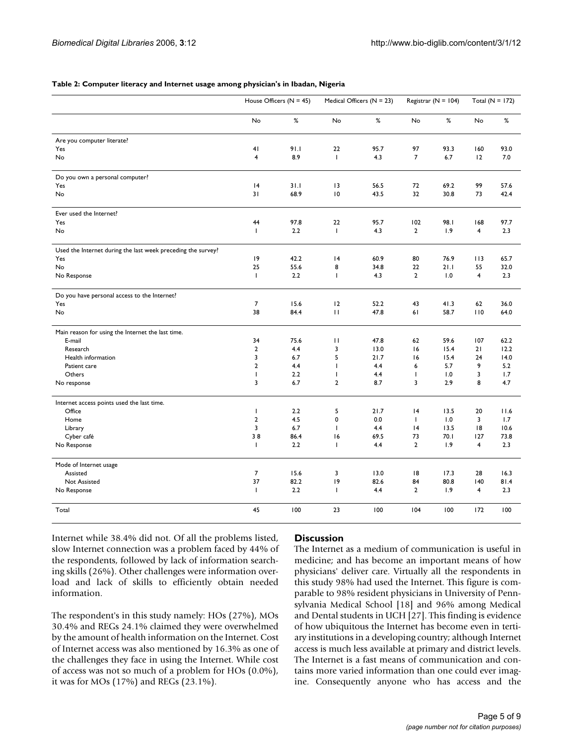**Table 2: Computer literacy and Internet usage among physician's in Ibadan, Nigeria**

| | House Officers (N = 45) | | Medical Officers (N = 23) | | Registrar (N = 104) | | Total (N = 172) | |
|---|---|---|---|---|---|---|---|---|
| | No | % | No | % | No | % | No | % |
| Are you computer literate? | | | | | | | | |
| Yes | 41 | 91.1 | 22 | 95.7 | 97 | 93.3 | 160 | 93.0 |
| No | 4 | 8.9 | 1 | 4.3 | 7 | 6.7 | 12 | 7.0 |
| Do you own a personal computer? | | | | | | | | |
| Yes | 14 | 31.1 | 13 | 56.5 | 72 | 69.2 | 99 | 57.6 |
| No | 31 | 68.9 | 10 | 43.5 | 32 | 30.8 | 73 | 42.4 |
| Ever used the Internet? | | | | | | | | |
| Yes | 44 | 97.8 | 22 | 95.7 | 102 | 98.1 | 168 | 97.7 |
| No | 1 | 2.2 | 1 | 4.3 | 2 | 1.9 | 4 | 2.3 |
| Used the Internet during the last week preceding the survey? | | | | | | | | |
| Yes | 19 | 42.2 | 14 | 60.9 | 80 | 76.9 | 113 | 65.7 |
| No | 25 | 55.6 | 8 | 34.8 | 22 | 21.1 | 55 | 32.0 |
| No Response | 1 | 2.2 | 1 | 4.3 | 2 | 1.0 | 4 | 2.3 |
| Do you have personal access to the Internet? | | | | | | | | |
| Yes | 7 | 15.6 | 12 | 52.2 | 43 | 41.3 | 62 | 36.0 |
| No | 38 | 84.4 | 11 | 47.8 | 61 | 58.7 | 110 | 64.0 |
| Main reason for using the Internet the last time. | | | | | | | | |
| E-mail | 34 | 75.6 | 11 | 47.8 | 62 | 59.6 | 107 | 62.2 |
| Research | 2 | 4.4 | 3 | 13.0 | 16 | 15.4 | 21 | 12.2 |
| Health information | 3 | 6.7 | 5 | 21.7 | 16 | 15.4 | 24 | 14.0 |
| Patient care | 2 | 4.4 | 1 | 4.4 | 6 | 5.7 | 9 | 5.2 |
| Others | 1 | 2.2 | 1 | 4.4 | 1 | 1.0 | 3 | 1.7 |
| No response | 3 | 6.7 | 2 | 8.7 | 3 | 2.9 | 8 | 4.7 |
| Internet access points used the last time. | | | | | | | | |
| Office | 1 | 2.2 | 5 | 21.7 | 14 | 13.5 | 20 | 11.6 |
| Home | 2 | 4.5 | 0 | 0.0 | 1 | 1.0 | 3 | 1.7 |
| Library | 3 | 6.7 | 1 | 4.4 | 14 | 13.5 | 18 | 10.6 |
| Cyber café | 38 | 86.4 | 16 | 69.5 | 73 | 70.1 | 127 | 73.8 |
| No Response | 1 | 2.2 | 1 | 4.4 | 2 | 1.9 | 4 | 2.3 |
| Mode of Internet usage | | | | | | | | |
| Assisted | 7 | 15.6 | 3 | 13.0 | 18 | 17.3 | 28 | 16.3 |
| Not Assisted | 37 | 82.2 | 19 | 82.6 | 84 | 80.8 | 140 | 81.4 |
| No Response | 1 | 2.2 | 1 | 4.4 | 2 | 1.9 | 4 | 2.3 |
| Total | 45 | 100 | 23 | 100 | 104 | 100 | 172 | 100 |

Internet while 38.4% did not. Of all the problems listed, slow Internet connection was a problem faced by 44% of the respondents, followed by lack of information searching skills (26%). Other challenges were information overload and lack of skills to efficiently obtain needed information.

The respondent's in this study namely: HOs (27%), MOs 30.4% and REGs 24.1% claimed they were overwhelmed by the amount of health information on the Internet. Cost of Internet access was also mentioned by 16.3% as one of the challenges they face in using the Internet. While cost of access was not so much of a problem for HOs (0.0%), it was for MOs (17%) and REGs (23.1%).

## Discussion

The Internet as a medium of communication is useful in medicine; and has become an important means of how physicians' deliver care. Virtually all the respondents in this study 98% had used the Internet. This figure is comparable to 98% resident physicians in University of Pennsylvania Medical School [18] and 96% among Medical and Dental students in UCH [27]. This finding is evidence of how ubiquitous the Internet has become even in tertiary institutions in a developing country; although Internet access is much less available at primary and district levels. The Internet is a fast means of communication and contains more varied information than one could ever imagine. Consequently anyone who has access and the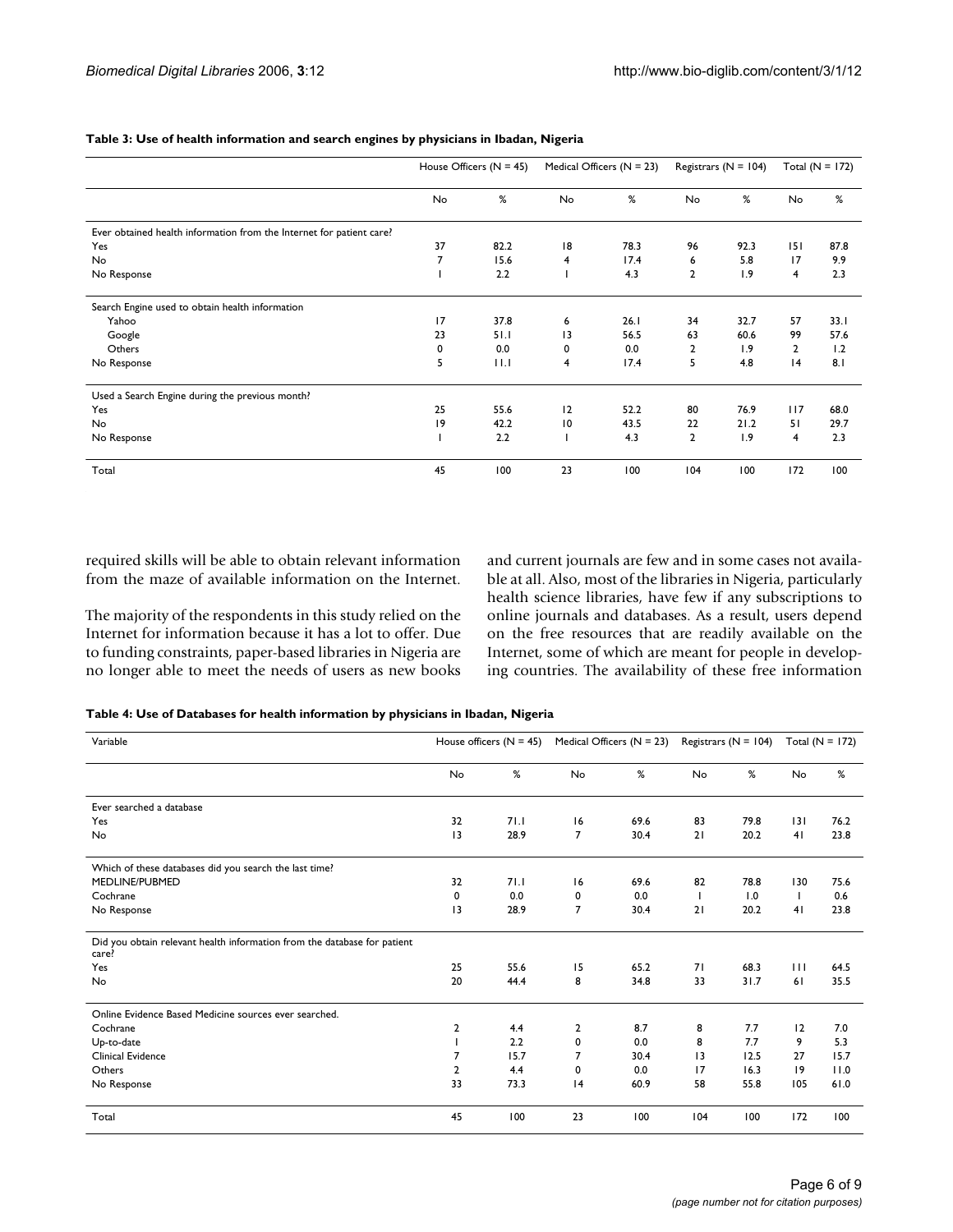**Table 3: Use of health information and search engines by physicians in Ibadan, Nigeria**

| | House Officers (N = 45) | | Medical Officers (N = 23) | | Registrars (N = 104) | | Total (N = 172) | |
|---|---|---|---|---|---|---|---|---|
| | No | % | No | % | No | % | No | % |
| Ever obtained health information from the Internet for patient care? | | | | | | | | |
| Yes | 37 | 82.2 | 18 | 78.3 | 96 | 92.3 | 151 | 87.8 |
| No | 7 | 15.6 | 4 | 17.4 | 6 | 5.8 | 17 | 9.9 |
| No Response | 1 | 2.2 | 1 | 4.3 | 2 | 1.9 | 4 | 2.3 |
| Search Engine used to obtain health information | | | | | | | | |
| Yahoo | 17 | 37.8 | 6 | 26.1 | 34 | 32.7 | 57 | 33.1 |
| Google | 23 | 51.1 | 13 | 56.5 | 63 | 60.6 | 99 | 57.6 |
| Others | 0 | 0.0 | 0 | 0.0 | 2 | 1.9 | 2 | 1.2 |
| No Response | 5 | 11.1 | 4 | 17.4 | 5 | 4.8 | 14 | 8.1 |
| Used a Search Engine during the previous month? | | | | | | | | |
| Yes | 25 | 55.6 | 12 | 52.2 | 80 | 76.9 | 117 | 68.0 |
| No | 19 | 42.2 | 10 | 43.5 | 22 | 21.2 | 51 | 29.7 |
| No Response | 1 | 2.2 | 1 | 4.3 | 2 | 1.9 | 4 | 2.3 |
| Total | 45 | 100 | 23 | 100 | 104 | 100 | 172 | 100 |

required skills will be able to obtain relevant information from the maze of available information on the Internet.

The majority of the respondents in this study relied on the Internet for information because it has a lot to offer. Due to funding constraints, paper-based libraries in Nigeria are no longer able to meet the needs of users as new books and current journals are few and in some cases not available at all. Also, most of the libraries in Nigeria, particularly health science libraries, have few if any subscriptions to online journals and databases. As a result, users depend on the free resources that are readily available on the Internet, some of which are meant for people in developing countries. The availability of these free information

**Table 4: Use of Databases for health information by physicians in Ibadan, Nigeria**

| Variable | House officers (N = 45) | | Medical Officers (N = 23) | | Registrars (N = 104) | | Total (N = 172) | |
|---|---|---|---|---|---|---|---|---|
| | No | % | No | % | No | % | No | % |
| Ever searched a database | | | | | | | | |
| Yes | 32 | 71.1 | 16 | 69.6 | 83 | 79.8 | 131 | 76.2 |
| No | 13 | 28.9 | 7 | 30.4 | 21 | 20.2 | 41 | 23.8 |
| Which of these databases did you search the last time? | | | | | | | | |
| MEDLINE/PUBMED | 32 | 71.1 | 16 | 69.6 | 82 | 78.8 | 130 | 75.6 |
| Cochrane | 0 | 0.0 | 0 | 0.0 | 1 | 1.0 | 1 | 0.6 |
| No Response | 13 | 28.9 | 7 | 30.4 | 21 | 20.2 | 41 | 23.8 |
| Did you obtain relevant health information from the database for patient care? | | | | | | | | |
| Yes | 25 | 55.6 | 15 | 65.2 | 71 | 68.3 | 111 | 64.5 |
| No | 20 | 44.4 | 8 | 34.8 | 33 | 31.7 | 61 | 35.5 |
| Online Evidence Based Medicine sources ever searched. | | | | | | | | |
| Cochrane | 2 | 4.4 | 2 | 8.7 | 8 | 7.7 | 12 | 7.0 |
| Up-to-date | 1 | 2.2 | 0 | 0.0 | 8 | 7.7 | 9 | 5.3 |
| Clinical Evidence | 7 | 15.7 | 7 | 30.4 | 13 | 12.5 | 27 | 15.7 |
| Others | 2 | 4.4 | 0 | 0.0 | 17 | 16.3 | 19 | 11.0 |
| No Response | 33 | 73.3 | 14 | 60.9 | 58 | 55.8 | 105 | 61.0 |
| Total | 45 | 100 | 23 | 100 | 104 | 100 | 172 | 100 |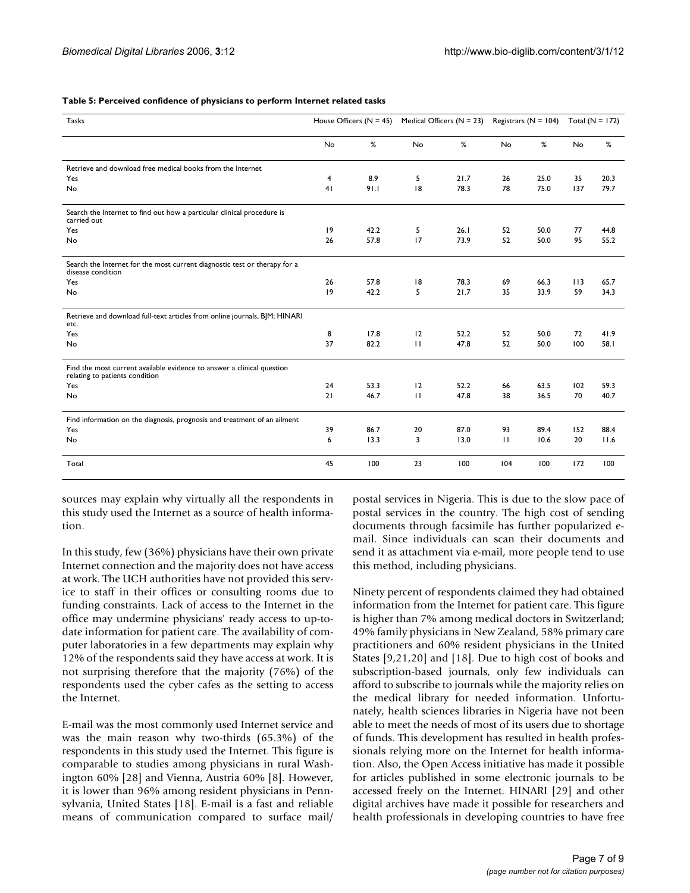**Table 5: Perceived confidence of physicians to perform Internet related tasks**

| Tasks | House Officers (N = 45) | | Medical Officers (N = 23) | | Registrars (N = 104) | | Total (N = 172) | |
|---|---|---|---|---|---|---|---|---|
| | No | % | No | % | No | % | No | % |
| Retrieve and download free medical books from the Internet | | | | | | | | |
| Yes | 4 | 8.9 | 5 | 21.7 | 26 | 25.0 | 35 | 20.3 |
| No | 41 | 91.1 | 18 | 78.3 | 78 | 75.0 | 137 | 79.7 |
| Search the Internet to find out how a particular clinical procedure is carried out | | | | | | | | |
| Yes | 19 | 42.2 | 5 | 26.1 | 52 | 50.0 | 77 | 44.8 |
| No | 26 | 57.8 | 17 | 73.9 | 52 | 50.0 | 95 | 55.2 |
| Search the Internet for the most current diagnostic test or therapy for a disease condition | | | | | | | | |
| Yes | 26 | 57.8 | 18 | 78.3 | 69 | 66.3 | 113 | 65.7 |
| No | 19 | 42.2 | 5 | 21.7 | 35 | 33.9 | 59 | 34.3 |
| Retrieve and download full-text articles from online journals, BJM; HINARI etc. | | | | | | | | |
| Yes | 8 | 17.8 | 12 | 52.2 | 52 | 50.0 | 72 | 41.9 |
| No | 37 | 82.2 | 11 | 47.8 | 52 | 50.0 | 100 | 58.1 |
| Find the most current available evidence to answer a clinical question relating to patients condition | | | | | | | | |
| Yes | 24 | 53.3 | 12 | 52.2 | 66 | 63.5 | 102 | 59.3 |
| No | 21 | 46.7 | 11 | 47.8 | 38 | 36.5 | 70 | 40.7 |
| Find information on the diagnosis, prognosis and treatment of an ailment | | | | | | | | |
| Yes | 39 | 86.7 | 20 | 87.0 | 93 | 89.4 | 152 | 88.4 |
| No | 6 | 13.3 | 3 | 13.0 | 11 | 10.6 | 20 | 11.6 |
| Total | 45 | 100 | 23 | 100 | 104 | 100 | 172 | 100 |

sources may explain why virtually all the respondents in this study used the Internet as a source of health information.

In this study, few (36%) physicians have their own private Internet connection and the majority does not have access at work. The UCH authorities have not provided this service to staff in their offices or consulting rooms due to funding constraints. Lack of access to the Internet in the office may undermine physicians' ready access to up-to-date information for patient care. The availability of computer laboratories in a few departments may explain why 12% of the respondents said they have access at work. It is not surprising therefore that the majority (76%) of the respondents used the cyber cafes as the setting to access the Internet.

E-mail was the most commonly used Internet service and was the main reason why two-thirds (65.3%) of the respondents in this study used the Internet. This figure is comparable to studies among physicians in rural Washington 60% [28] and Vienna, Austria 60% [8]. However, it is lower than 96% among resident physicians in Pennsylvania, United States [18]. E-mail is a fast and reliable means of communication compared to surface mail/postal services in Nigeria. This is due to the slow pace of postal services in the country. The high cost of sending documents through facsimile has further popularized e-mail. Since individuals can scan their documents and send it as attachment via e-mail, more people tend to use this method, including physicians.

Ninety percent of respondents claimed they had obtained information from the Internet for patient care. This figure is higher than 7% among medical doctors in Switzerland; 49% family physicians in New Zealand, 58% primary care practitioners and 60% resident physicians in the United States [9,21,20] and [18]. Due to high cost of books and subscription-based journals, only few individuals can afford to subscribe to journals while the majority relies on the medical library for needed information. Unfortunately, health sciences libraries in Nigeria have not been able to meet the needs of most of its users due to shortage of funds. This development has resulted in health professionals relying more on the Internet for health information. Also, the Open Access initiative has made it possible for articles published in some electronic journals to be accessed freely on the Internet. HINARI [29] and other digital archives have made it possible for researchers and health professionals in developing countries to have free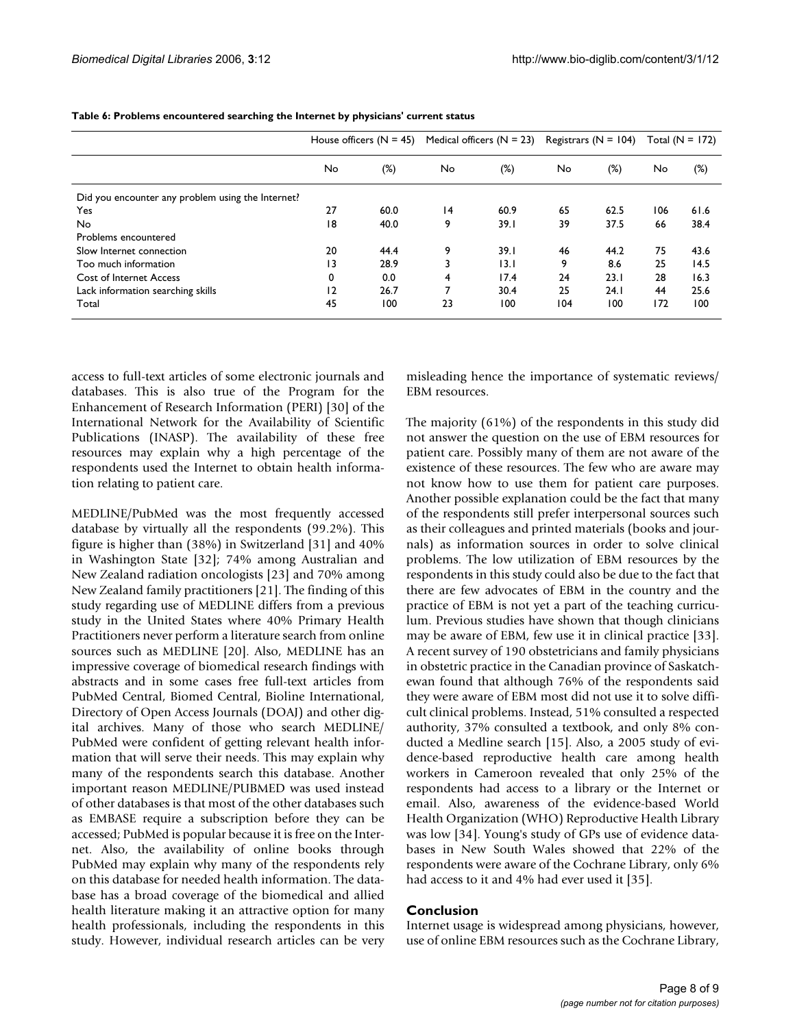**Table 6: Problems encountered searching the Internet by physicians' current status**

| | House officers (N = 45) | | Medical officers (N = 23) | | Registrars (N = 104) | | Total (N = 172) | |
|---|---|---|---|---|---|---|---|---|
| | No | (%) | No | (%) | No | (%) | No | (%) |
| Did you encounter any problem using the Internet? | | | | | | | | |
| Yes | 27 | 60.0 | 14 | 60.9 | 65 | 62.5 | 106 | 61.6 |
| No | 18 | 40.0 | 9 | 39.1 | 39 | 37.5 | 66 | 38.4 |
| Problems encountered | | | | | | | | |
| Slow Internet connection | 20 | 44.4 | 9 | 39.1 | 46 | 44.2 | 75 | 43.6 |
| Too much information | 13 | 28.9 | 3 | 13.1 | 9 | 8.6 | 25 | 14.5 |
| Cost of Internet Access | 0 | 0.0 | 4 | 17.4 | 24 | 23.1 | 28 | 16.3 |
| Lack information searching skills | 12 | 26.7 | 7 | 30.4 | 25 | 24.1 | 44 | 25.6 |
| Total | 45 | 100 | 23 | 100 | 104 | 100 | 172 | 100 |

access to full-text articles of some electronic journals and databases. This is also true of the Program for the Enhancement of Research Information (PERI) [30] of the International Network for the Availability of Scientific Publications (INASP). The availability of these free resources may explain why a high percentage of the respondents used the Internet to obtain health information relating to patient care.

MEDLINE/PubMed was the most frequently accessed database by virtually all the respondents (99.2%). This figure is higher than (38%) in Switzerland [31] and 40% in Washington State [32]; 74% among Australian and New Zealand radiation oncologists [23] and 70% among New Zealand family practitioners [21]. The finding of this study regarding use of MEDLINE differs from a previous study in the United States where 40% Primary Health Practitioners never perform a literature search from online sources such as MEDLINE [20]. Also, MEDLINE has an impressive coverage of biomedical research findings with abstracts and in some cases free full-text articles from PubMed Central, Biomed Central, Bioline International, Directory of Open Access Journals (DOAJ) and other digital archives. Many of those who search MEDLINE/PubMed were confident of getting relevant health information that will serve their needs. This may explain why many of the respondents search this database. Another important reason MEDLINE/PUBMED was used instead of other databases is that most of the other databases such as EMBASE require a subscription before they can be accessed; PubMed is popular because it is free on the Internet. Also, the availability of online books through PubMed may explain why many of the respondents rely on this database for needed health information. The database has a broad coverage of the biomedical and allied health literature making it an attractive option for many health professionals, including the respondents in this study. However, individual research articles can be very misleading hence the importance of systematic reviews/EBM resources.

The majority (61%) of the respondents in this study did not answer the question on the use of EBM resources for patient care. Possibly many of them are not aware of the existence of these resources. The few who are aware may not know how to use them for patient care purposes. Another possible explanation could be the fact that many of the respondents still prefer interpersonal sources such as their colleagues and printed materials (books and journals) as information sources in order to solve clinical problems. The low utilization of EBM resources by the respondents in this study could also be due to the fact that there are few advocates of EBM in the country and the practice of EBM is not yet a part of the teaching curriculum. Previous studies have shown that though clinicians may be aware of EBM, few use it in clinical practice [33]. A recent survey of 190 obstetricians and family physicians in obstetric practice in the Canadian province of Saskatchewan found that although 76% of the respondents said they were aware of EBM most did not use it to solve difficult clinical problems. Instead, 51% consulted a respected authority, 37% consulted a textbook, and only 8% conducted a Medline search [15]. Also, a 2005 study of evidence-based reproductive health care among health workers in Cameroon revealed that only 25% of the respondents had access to a library or the Internet or email. Also, awareness of the evidence-based World Health Organization (WHO) Reproductive Health Library was low [34]. Young's study of GPs use of evidence databases in New South Wales showed that 22% of the respondents were aware of the Cochrane Library, only 6% had access to it and 4% had ever used it [35].

## Conclusion

Internet usage is widespread among physicians, however, use of online EBM resources such as the Cochrane Library,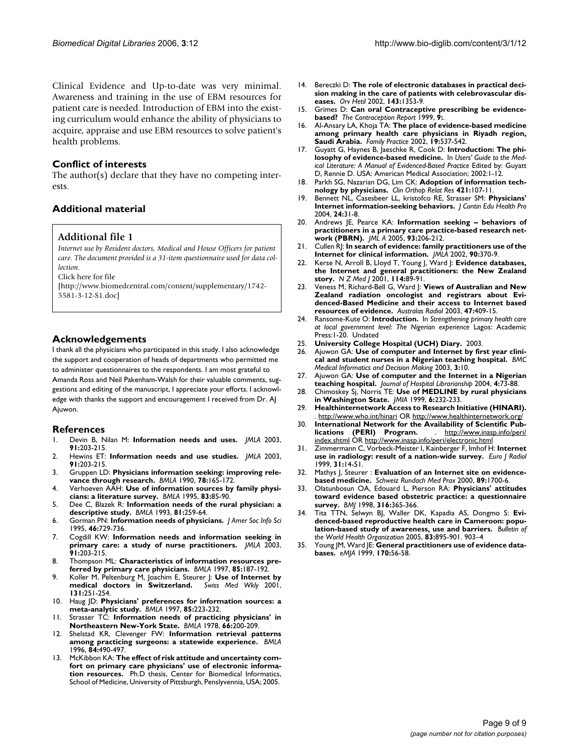Clinical Evidence and Up-to-date was very minimal. Awareness and training in the use of EBM resources for patient care is needed. Introduction of EBM into the existing curriculum would enhance the ability of physicians to acquire, appraise and use EBM resources to solve patient's health problems.

## Conflict of interests

The author(s) declare that they have no competing interests.

## Additional material

### Additional file 1

*Internet use by Resident doctors, Medical and House Officers for patient care. The document provided is a 31-item questionnaire used for data collection.*

Click here for file

[http://www.biomedcentral.com/content/supplementary/1742-5581-3-12-S1.doc]

## Acknowledgements

I thank all the physicians who participated in this study. I also acknowledge the support and cooperation of heads of departments who permitted me to administer questionnaires to the respondents. I am most grateful to Amanda Ross and Neil Pakenham-Walsh for their valuable comments, suggestions and editing of the manuscript, I appreciate your efforts. I acknowledge with thanks the support and encouragement I received from Dr. AJ Ajuwon.

## References

1. Devin B, Nilan M: **Information needs and uses.** *JMLA* 2003, **91:**203-215.
2. Hewins ET: **Information needs and use studies.** *JMLA* 2003, **91:**203-215.
3. Gruppen LD: **Physicians information seeking: improving relevance through research.** *BMLA* 1990, **78:**165-172.
4. Verhoeven AAH: **Use of information sources by family physicians: a literature survey.** *BMLA* 1995, **83:**85-90.
5. Dee C, Blazek R: **Information needs of the rural physician: a descriptive study.** *BMLA* 1993, **81:**259-64.
6. Gorman PN: **Information needs of physicians.** *J Amer Soc Info Sci* 1995, **46:**729-736.
7. Cogdill KW: **Information needs and information seeking in primary care: a study of nurse practitioners.** *JMLA* 2003, **91:**203-215.
8. Thompson ML: **Characteristics of information resources preferred by primary care physicians.** *BMLA* 1997, **85:**187-192.
9. Koller M, Peltenburg M, Joachim E, Steurer J: **Use of Internet by medical doctors in Switzerland.** *Swiss Med Wkly* 2001, **131:**251-254.
10. Haug JD: **Physicians' preferences for information sources: a meta-analytic study.** *BMLA* 1997, **85:**223-232.
11. Strasser TC: **Information needs of practicing physicians' in Northeastern New-York State.** *BMLA* 1978, **66:**200-209.
12. Shelstad KR, Clevenger FW: **Information retrieval patterns among practicing surgeons: a statewide experience.** *BMLA* 1996, **84:**490-497.
13. McKibbon KA: **The effect of risk attitude and uncertainty comfort on primary care physicians' use of electronic information resources.** Ph.D thesis, Center for Biomedical Informatics, School of Medicine, University of Pittsburgh, Penslyvennia, USA; 2005.
14. Bereczki D: **The role of electronic databases in practical decision making in the care of patients with celebrovascular diseases.** *Orv Hetil* 2002, **143:**1353-9.
15. Grimes D: **Can oral Contraceptive prescribing be evidence-based?** *The Contraception Report* 1999, **9:**.
16. Al-Ansary LA, Khoja TA: **The place of evidence-based medicine among primary health care physicians in Riyadh region, Saudi Arabia.** *Family Practice* 2002, **19:**537-542.
17. Guyatt G, Haynes B, Jaeschke R, Cook D: **Introduction: The philosophy of evidence-based medicine.** In *Users' Guide to the Medical Literature: A Manual of Evidenced-Based Practice* Edited by: Guyatt D, Rennie D. USA: American Medical Association; 2002:1-12.
18. Parkh SG, Nazarian DG, Lim CK: **Adoption of information technology by physicians.** *Clin Orthop Relat Res* **421:**107-11.
19. Bennett NL, Casesbeer LL, kristofco RE, Strasser SM: **Physicians' Internet information-seeking behaviors.** *J Contin Edu Health Pro* 2004, **24:**31-8.
20. Andrews JE, Pearce KA: **Information seeking – behaviors of practitioners in a primary care practice-based research network (PBRN).** *JML A* 2005, **93:**206-212.
21. Cullen RJ: **In search of evidence: family practitioners use of the Internet for clinical information.** *JMLA* 2002, **90:**370-9.
22. Kerse N, Arroll B, Lloyd T, Young J, Ward J: **Evidence databases, the Internet and general practitioners: the New Zealand story.** *N Z Med J* 2001, **114:**89-91.
23. Veness M, Richard-Bell G, Ward J: **Views of Australian and New Zealand radiation oncologist and registrars about Evidenced-Based Medicine and their access to Internet based resources of evidence.** *Australas Radiol* 2003, **47:**409-15.
24. Ransome-Kute O: **Introduction.** In *Strengthening primary health care at local government level: The Nigerian experience* Lagos: Academic Press:1-20. Undated
25. **University College Hospital (UCH) Diary.** 2003.
26. Ajuwon GA: **Use of computer and Internet by first year clinical and student nurses in a Nigerian teaching hospital.** *BMC Medical Informatics and Decision Making* 2003, **3:**10.
27. Ajuwon GA: **Use of computer and the Internet in a Nigerian teaching hospital.** *Journal of Hospital Librarianship* 2004, **4:**73-88.
28. Chimoskey Sj, Norris TE: **Use of MEDLINE by rural physicians in Washington State.** *JMIA* 1999, **6:**232-233.
29. **Healthinternetwork Access to Research Initiative (HINARI).** . http://www.who.int/hinari OR http://www.healthinternetwork.org/
30. **International Network for the Availability of Scientific Publications (PERI) Program.** . http://www.inasp.info/peri/index.shtml OR http://www.inasp.info/peri/electronic.html
31. Zimmermann C, Vorbeck-Meister I, Kainberger F, Imhof H: **Internet use in radiology: result of a nation-wide survey.** *Euro J Radiol* 1999, **31:**14-51.
32. Mathys J, Steurer : **Evaluation of an Internet site on evidence-based medicine.** *Schweiz Rundach Med Prax* 2000, **89:**1700-6.
33. Olatunbosun OA, Edouard L, Pierson RA: **Physicians' attitudes toward evidence based obstetric practice: a questionnaire survey.** *BMJ* 1998, **316:**365-366.
34. Tita TTN, Selwyn BJ, Waller DK, Kapadia AS, Dongmo S: **Evidenced-based reproductive health care in Cameroon: population-based study of awareness, use and barriers.** *Bulletin of the World Health Organization* 2005, **83:**895-901. 903–4
35. Young JM, Ward JE: **General practitioners use of evidence databases.** *eMJA* 1999, **170:**56-58.